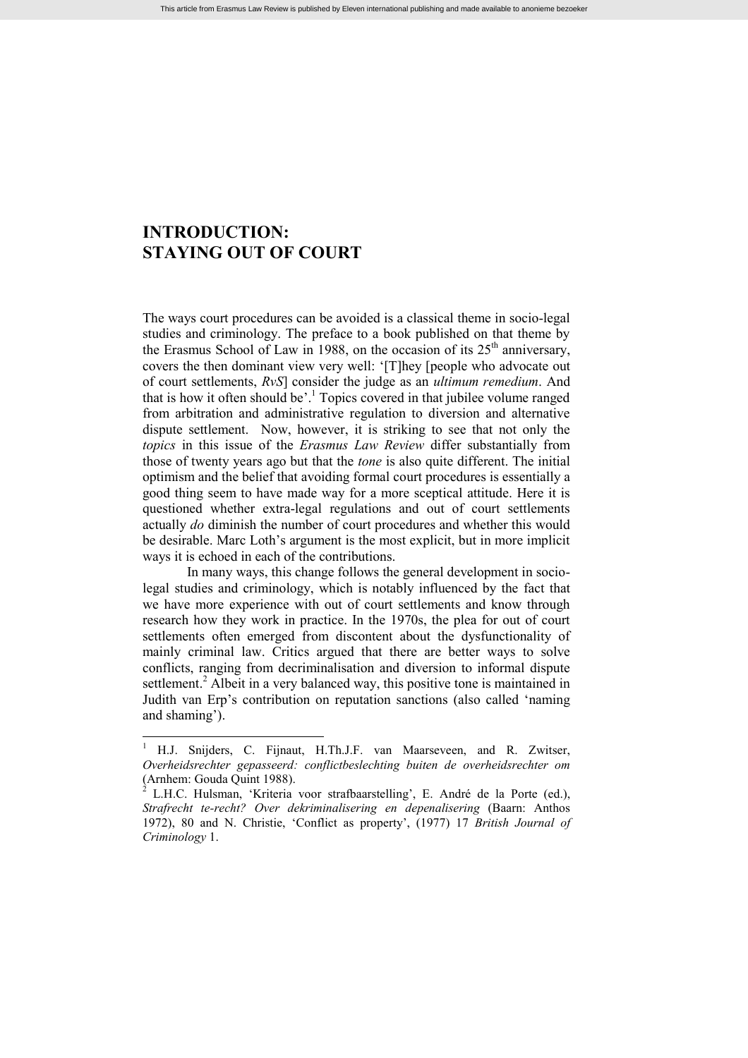# INTRODUCTION: STAYING OUT OF COURT

The ways court procedures can be avoided is a classical theme in socio-legal studies and criminology. The preface to a book published on that theme by the Erasmus School of Law in 1988, on the occasion of its 25th anniversary, covers the then dominant view very well: '[T]hey [people who advocate out of court settlements, *RvS*] consider the judge as an *ultimum remedium*. And that is how it often should be'.[1] Topics covered in that jubilee volume ranged from arbitration and administrative regulation to diversion and alternative dispute settlement. Now, however, it is striking to see that not only the *topics* in this issue of the *Erasmus Law Review* differ substantially from those of twenty years ago but that the *tone* is also quite different. The initial optimism and the belief that avoiding formal court procedures is essentially a good thing seem to have made way for a more sceptical attitude. Here it is questioned whether extra-legal regulations and out of court settlements actually *do* diminish the number of court procedures and whether this would be desirable. Marc Loth's argument is the most explicit, but in more implicit ways it is echoed in each of the contributions.

In many ways, this change follows the general development in socio-legal studies and criminology, which is notably influenced by the fact that we have more experience with out of court settlements and know through research how they work in practice. In the 1970s, the plea for out of court settlements often emerged from discontent about the dysfunctionality of mainly criminal law. Critics argued that there are better ways to solve conflicts, ranging from decriminalisation and diversion to informal dispute settlement.[2] Albeit in a very balanced way, this positive tone is maintained in Judith van Erp's contribution on reputation sanctions (also called 'naming and shaming').

---

[1] H.J. Snijders, C. Fijnaut, H.Th.J.F. van Maarseveen, and R. Zwitser, *Overheidsrechter gepasseerd: conflictbeslechting buiten de overheidsrechter om* (Arnhem: Gouda Quint 1988).

[2] L.H.C. Hulsman, 'Kriteria voor strafbaarstelling', E. André de la Porte (ed.), *Strafrecht te-recht? Over dekriminalisering en depenalisering* (Baarn: Anthos 1972), 80 and N. Christie, 'Conflict as property', (1977) 17 *British Journal of Criminology* 1.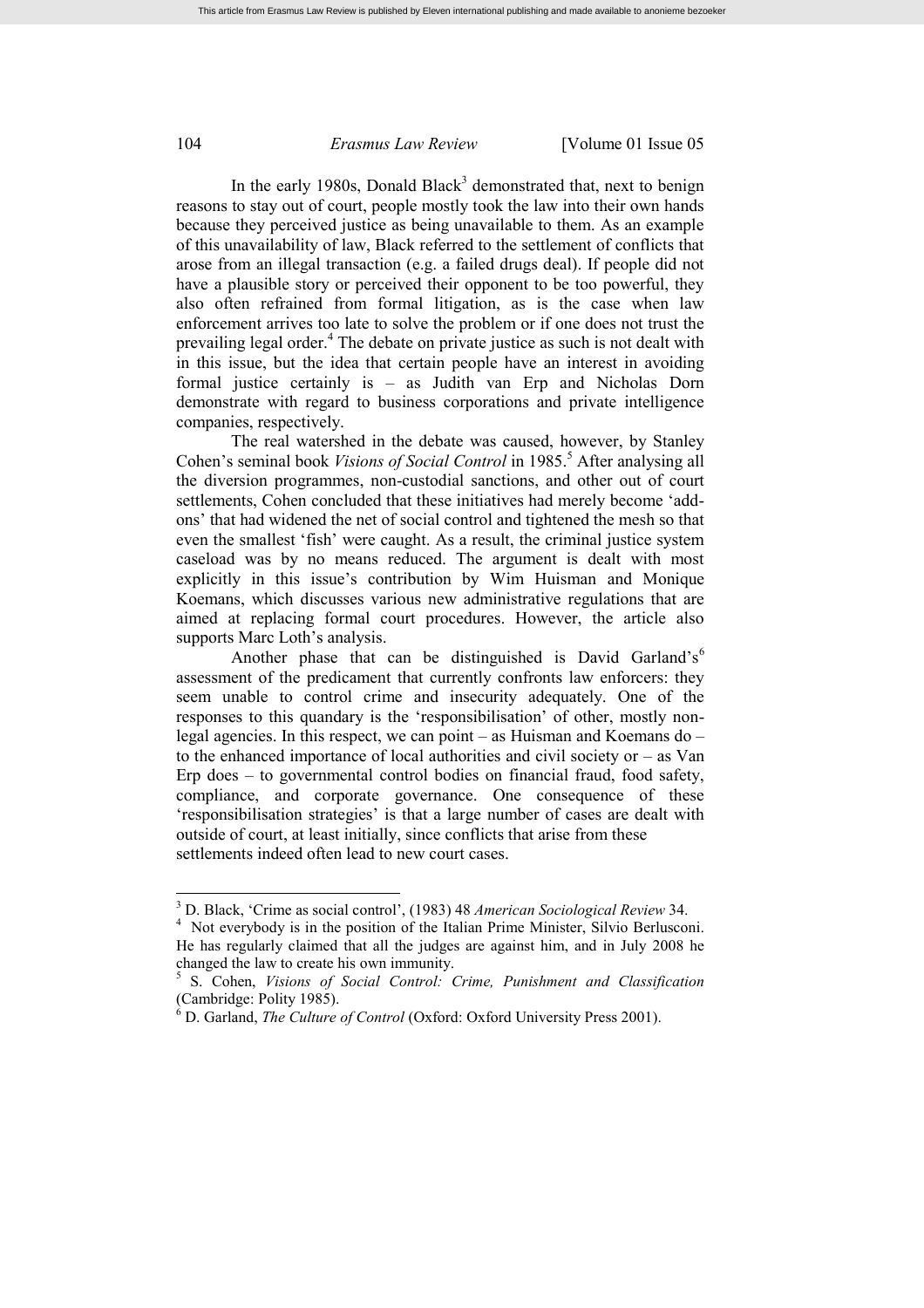In the early 1980s, Donald Black[3] demonstrated that, next to benign reasons to stay out of court, people mostly took the law into their own hands because they perceived justice as being unavailable to them. As an example of this unavailability of law, Black referred to the settlement of conflicts that arose from an illegal transaction (e.g. a failed drugs deal). If people did not have a plausible story or perceived their opponent to be too powerful, they also often refrained from formal litigation, as is the case when law enforcement arrives too late to solve the problem or if one does not trust the prevailing legal order.[4] The debate on private justice as such is not dealt with in this issue, but the idea that certain people have an interest in avoiding formal justice certainly is – as Judith van Erp and Nicholas Dorn demonstrate with regard to business corporations and private intelligence companies, respectively.

The real watershed in the debate was caused, however, by Stanley Cohen's seminal book *Visions of Social Control* in 1985.[5] After analysing all the diversion programmes, non-custodial sanctions, and other out of court settlements, Cohen concluded that these initiatives had merely become 'add-ons' that had widened the net of social control and tightened the mesh so that even the smallest 'fish' were caught. As a result, the criminal justice system caseload was by no means reduced. The argument is dealt with most explicitly in this issue's contribution by Wim Huisman and Monique Koemans, which discusses various new administrative regulations that are aimed at replacing formal court procedures. However, the article also supports Marc Loth's analysis.

Another phase that can be distinguished is David Garland's[6] assessment of the predicament that currently confronts law enforcers: they seem unable to control crime and insecurity adequately. One of the responses to this quandary is the 'responsibilisation' of other, mostly non-legal agencies. In this respect, we can point – as Huisman and Koemans do – to the enhanced importance of local authorities and civil society or – as Van Erp does – to governmental control bodies on financial fraud, food safety, compliance, and corporate governance. One consequence of these 'responsibilisation strategies' is that a large number of cases are dealt with outside of court, at least initially, since conflicts that arise from these settlements indeed often lead to new court cases.

---

[3] D. Black, 'Crime as social control', (1983) 48 *American Sociological Review* 34.

[4] Not everybody is in the position of the Italian Prime Minister, Silvio Berlusconi. He has regularly claimed that all the judges are against him, and in July 2008 he changed the law to create his own immunity.

[5] S. Cohen, *Visions of Social Control: Crime, Punishment and Classification* (Cambridge: Polity 1985).

[6] D. Garland, *The Culture of Control* (Oxford: Oxford University Press 2001).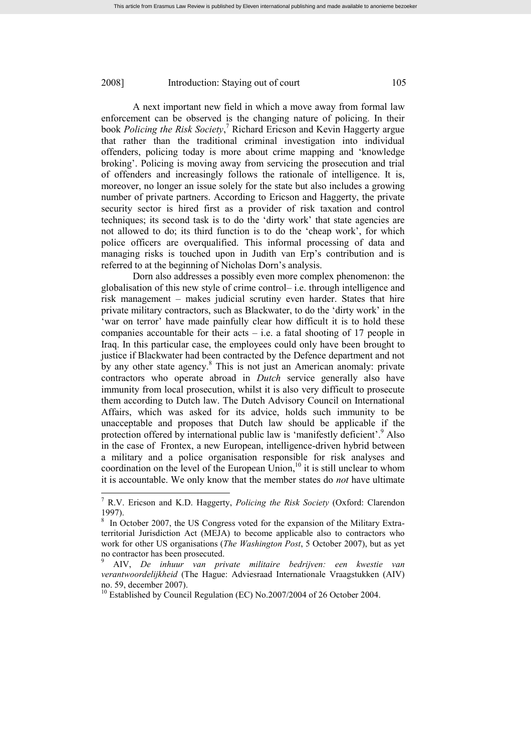A next important new field in which a move away from formal law enforcement can be observed is the changing nature of policing. In their book *Policing the Risk Society*,[7] Richard Ericson and Kevin Haggerty argue that rather than the traditional criminal investigation into individual offenders, policing today is more about crime mapping and 'knowledge broking'. Policing is moving away from servicing the prosecution and trial of offenders and increasingly follows the rationale of intelligence. It is, moreover, no longer an issue solely for the state but also includes a growing number of private partners. According to Ericson and Haggerty, the private security sector is hired first as a provider of risk taxation and control techniques; its second task is to do the 'dirty work' that state agencies are not allowed to do; its third function is to do the 'cheap work', for which police officers are overqualified. This informal processing of data and managing risks is touched upon in Judith van Erp's contribution and is referred to at the beginning of Nicholas Dorn's analysis.

Dorn also addresses a possibly even more complex phenomenon: the globalisation of this new style of crime control– i.e. through intelligence and risk management – makes judicial scrutiny even harder. States that hire private military contractors, such as Blackwater, to do the 'dirty work' in the 'war on terror' have made painfully clear how difficult it is to hold these companies accountable for their acts – i.e. a fatal shooting of 17 people in Iraq. In this particular case, the employees could only have been brought to justice if Blackwater had been contracted by the Defence department and not by any other state agency.[8] This is not just an American anomaly: private contractors who operate abroad in *Dutch* service generally also have immunity from local prosecution, whilst it is also very difficult to prosecute them according to Dutch law. The Dutch Advisory Council on International Affairs, which was asked for its advice, holds such immunity to be unacceptable and proposes that Dutch law should be applicable if the protection offered by international public law is 'manifestly deficient'.[9] Also in the case of Frontex, a new European, intelligence-driven hybrid between a military and a police organisation responsible for risk analyses and coordination on the level of the European Union,[10] it is still unclear to whom it is accountable. We only know that the member states do *not* have ultimate

---

[7] R.V. Ericson and K.D. Haggerty, *Policing the Risk Society* (Oxford: Clarendon 1997).

[8] In October 2007, the US Congress voted for the expansion of the Military Extra-territorial Jurisdiction Act (MEJA) to become applicable also to contractors who work for other US organisations (*The Washington Post*, 5 October 2007), but as yet no contractor has been prosecuted.

[9] AIV, *De inhuur van private militaire bedrijven: een kwestie van verantwoordelijkheid* (The Hague: Adviesraad Internationale Vraagstukken (AIV) no. 59, december 2007).

[10] Established by Council Regulation (EC) No.2007/2004 of 26 October 2004.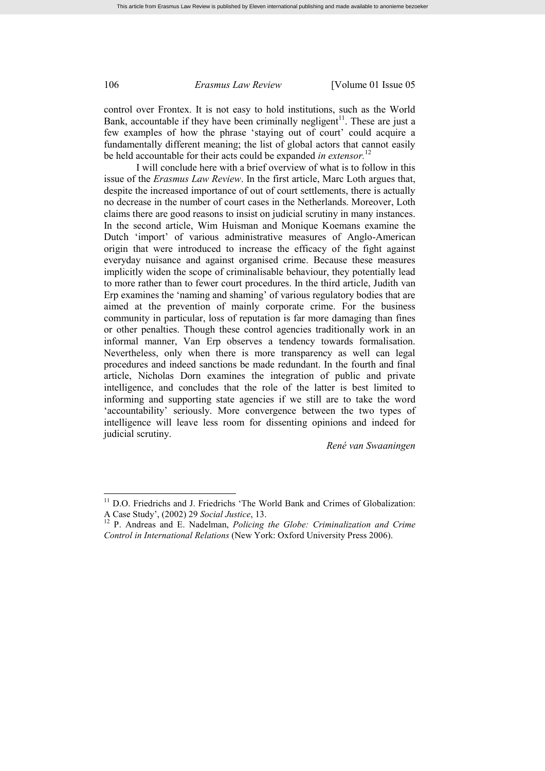control over Frontex. It is not easy to hold institutions, such as the World Bank, accountable if they have been criminally negligent[11]. These are just a few examples of how the phrase 'staying out of court' could acquire a fundamentally different meaning; the list of global actors that cannot easily be held accountable for their acts could be expanded *in extensor.*[12]

I will conclude here with a brief overview of what is to follow in this issue of the *Erasmus Law Review*. In the first article, Marc Loth argues that, despite the increased importance of out of court settlements, there is actually no decrease in the number of court cases in the Netherlands. Moreover, Loth claims there are good reasons to insist on judicial scrutiny in many instances. In the second article, Wim Huisman and Monique Koemans examine the Dutch 'import' of various administrative measures of Anglo-American origin that were introduced to increase the efficacy of the fight against everyday nuisance and against organised crime. Because these measures implicitly widen the scope of criminalisable behaviour, they potentially lead to more rather than to fewer court procedures. In the third article, Judith van Erp examines the 'naming and shaming' of various regulatory bodies that are aimed at the prevention of mainly corporate crime. For the business community in particular, loss of reputation is far more damaging than fines or other penalties. Though these control agencies traditionally work in an informal manner, Van Erp observes a tendency towards formalisation. Nevertheless, only when there is more transparency as well can legal procedures and indeed sanctions be made redundant. In the fourth and final article, Nicholas Dorn examines the integration of public and private intelligence, and concludes that the role of the latter is best limited to informing and supporting state agencies if we still are to take the word 'accountability' seriously. More convergence between the two types of intelligence will leave less room for dissenting opinions and indeed for judicial scrutiny.

*René van Swaaningen*

---

[11] D.O. Friedrichs and J. Friedrichs 'The World Bank and Crimes of Globalization: A Case Study', (2002) 29 *Social Justice*, 13.

[12] P. Andreas and E. Nadelman, *Policing the Globe: Criminalization and Crime Control in International Relations* (New York: Oxford University Press 2006).